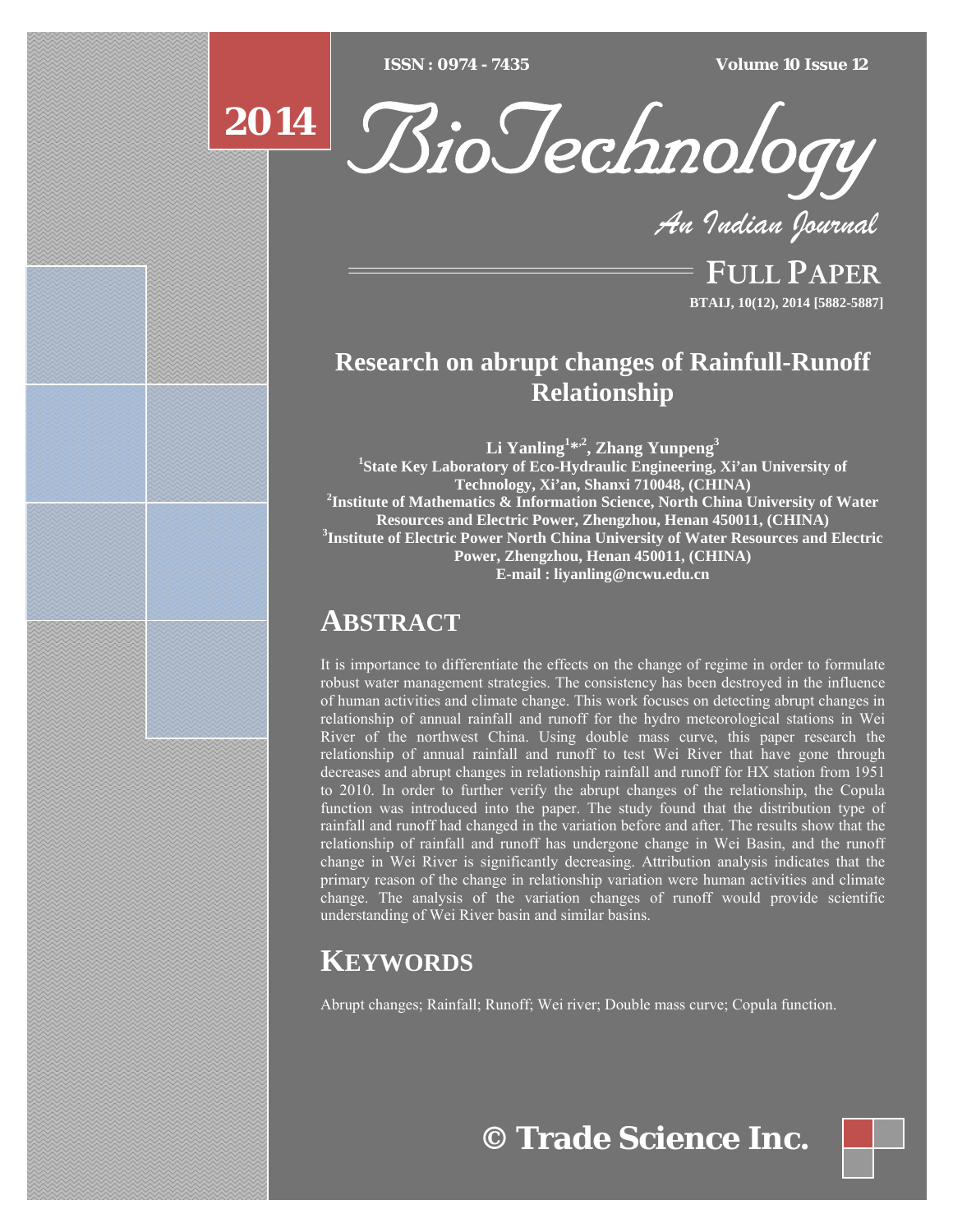# Research on abrupt changes of Rainfull-Runoff Relationship

**Li Yanling[1]*[,2], Zhang Yunpeng[3]**

[1]State Key Laboratory of Eco-Hydraulic Engineering, Xi'an University of Technology, Xi'an, Shanxi 710048, (CHINA)

[2]Institute of Mathematics & Information Science, North China University of Water Resources and Electric Power, Zhengzhou, Henan 450011, (CHINA)

[3]Institute of Electric Power North China University of Water Resources and Electric Power, Zhengzhou, Henan 450011, (CHINA)

E-mail : liyanling@ncwu.edu.cn

## ABSTRACT

It is importance to differentiate the effects on the change of regime in order to formulate robust water management strategies. The consistency has been destroyed in the influence of human activities and climate change. This work focuses on detecting abrupt changes in relationship of annual rainfall and runoff for the hydro meteorological stations in Wei River of the northwest China. Using double mass curve, this paper research the relationship of annual rainfall and runoff to test Wei River that have gone through decreases and abrupt changes in relationship rainfall and runoff for HX station from 1951 to 2010. In order to further verify the abrupt changes of the relationship, the Copula function was introduced into the paper. The study found that the distribution type of rainfall and runoff had changed in the variation before and after. The results show that the relationship of rainfall and runoff has undergone change in Wei Basin, and the runoff change in Wei River is significantly decreasing. Attribution analysis indicates that the primary reason of the change in relationship variation were human activities and climate change. The analysis of the variation changes of runoff would provide scientific understanding of Wei River basin and similar basins.

## KEYWORDS

Abrupt changes; Rainfall; Runoff; Wei river; Double mass curve; Copula function.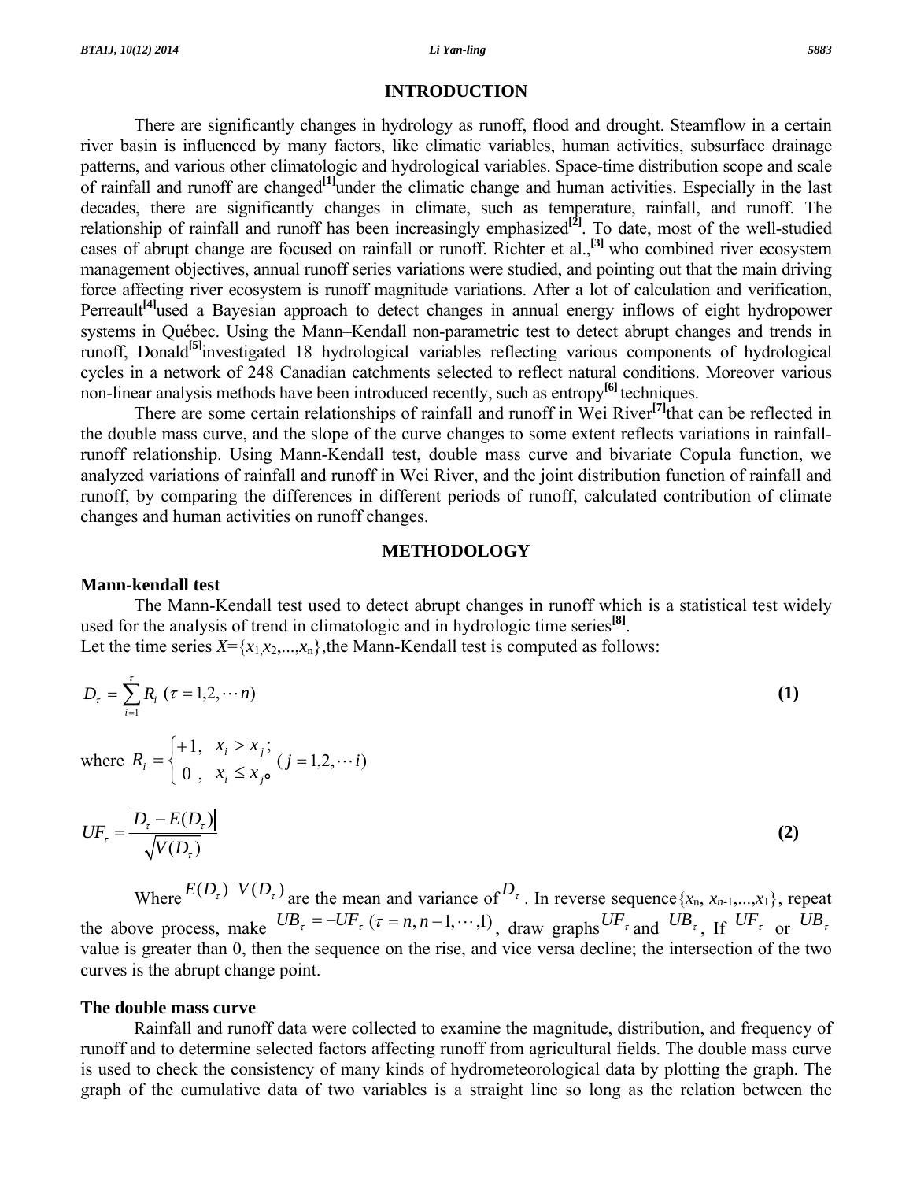## INTRODUCTION

There are significantly changes in hydrology as runoff, flood and drought. Steamflow in a certain river basin is influenced by many factors, like climatic variables, human activities, subsurface drainage patterns, and various other climatologic and hydrological variables. Space-time distribution scope and scale of rainfall and runoff are changed[1]under the climatic change and human activities. Especially in the last decades, there are significantly changes in climate, such as temperature, rainfall, and runoff. The relationship of rainfall and runoff has been increasingly emphasized[2]. To date, most of the well-studied cases of abrupt change are focused on rainfall or runoff. Richter et al.,[3] who combined river ecosystem management objectives, annual runoff series variations were studied, and pointing out that the main driving force affecting river ecosystem is runoff magnitude variations. After a lot of calculation and verification, Perreault[4]used a Bayesian approach to detect changes in annual energy inflows of eight hydropower systems in Québec. Using the Mann–Kendall non-parametric test to detect abrupt changes and trends in runoff, Donald[5]investigated 18 hydrological variables reflecting various components of hydrological cycles in a network of 248 Canadian catchments selected to reflect natural conditions. Moreover various non-linear analysis methods have been introduced recently, such as entropy[6] techniques.

There are some certain relationships of rainfall and runoff in Wei River[7]that can be reflected in the double mass curve, and the slope of the curve changes to some extent reflects variations in rainfall-runoff relationship. Using Mann-Kendall test, double mass curve and bivariate Copula function, we analyzed variations of rainfall and runoff in Wei River, and the joint distribution function of rainfall and runoff, by comparing the differences in different periods of runoff, calculated contribution of climate changes and human activities on runoff changes.

## METHODOLOGY

### Mann-kendall test

The Mann-Kendall test used to detect abrupt changes in runoff which is a statistical test widely used for the analysis of trend in climatologic and in hydrologic time series[8].

Let the time series $X=\{x_1,x_2,...,x_n\}$,the Mann-Kendall test is computed as follows:

$$D_\tau = \sum_{i=1}^{\tau} R_i \ (\tau = 1,2,\cdots n) \tag{1}$$

where $R_i = \begin{cases} +1, & x_i > x_j; \\ 0\ , & x_i \le x_j \end{cases} \ (j = 1,2,\cdots i)$

$$UF_\tau = \frac{|D_\tau - E(D_\tau)|}{\sqrt{V(D_\tau)}} \tag{2}$$

Where $E(D_\tau)$ $V(D_\tau)$ are the mean and variance of $D_\tau$. In reverse sequence $\{x_n, x_{n-1},...,x_1\}$, repeat the above process, make $UB_\tau = -UF_\tau \ (\tau = n, n-1,\cdots,1)$, draw graphs $UF_\tau$ and $UB_\tau$, If $UF_\tau$ or $UB_\tau$ value is greater than 0, then the sequence on the rise, and vice versa decline; the intersection of the two curves is the abrupt change point.

### The double mass curve

Rainfall and runoff data were collected to examine the magnitude, distribution, and frequency of runoff and to determine selected factors affecting runoff from agricultural fields. The double mass curve is used to check the consistency of many kinds of hydrometeorological data by plotting the graph. The graph of the cumulative data of two variables is a straight line so long as the relation between the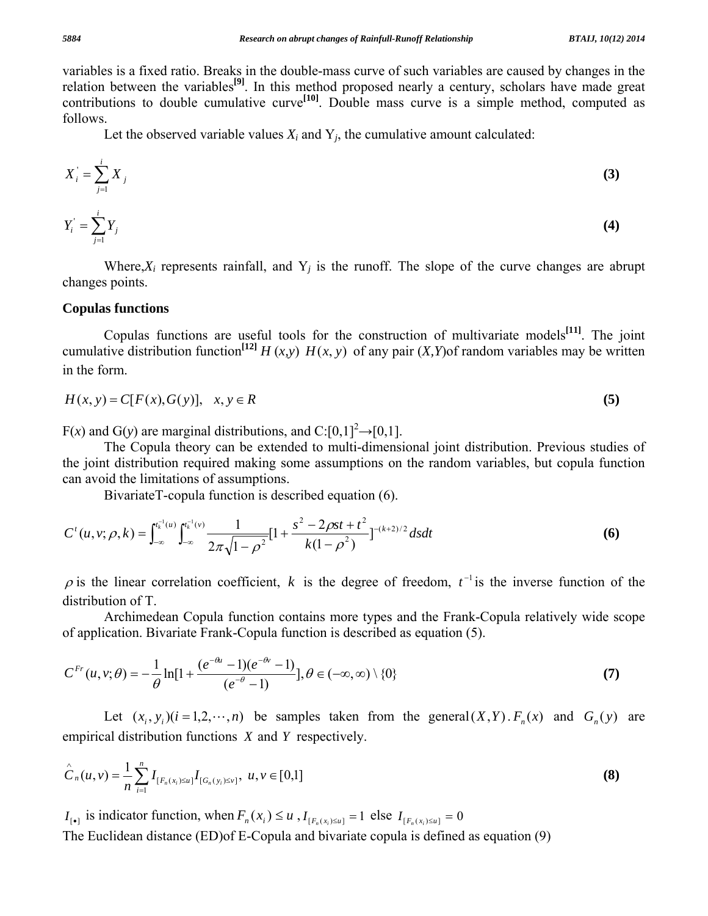variables is a fixed ratio. Breaks in the double-mass curve of such variables are caused by changes in the relation between the variables[9]. In this method proposed nearly a century, scholars have made great contributions to double cumulative curve[10]. Double mass curve is a simple method, computed as follows.

Let the observed variable values $X_i$ and $Y_j$, the cumulative amount calculated:

$$X_i^{'} = \sum_{j=1}^{i} X_j \tag{3}$$

$$Y_i^{'} = \sum_{j=1}^{i} Y_j \tag{4}$$

Where,$X_i$ represents rainfall, and $Y_j$ is the runoff. The slope of the curve changes are abrupt changes points.

## Copulas functions

Copulas functions are useful tools for the construction of multivariate models[11]. The joint cumulative distribution function[12] $H(x,y)$ $H(x, y)$ of any pair $(X,Y)$of random variables may be written in the form.

$$H(x, y) = C[F(x), G(y)], \quad x, y \in R \tag{5}$$

F($x$) and G($y$) are marginal distributions, and C:$[0,1]^2 \rightarrow [0,1]$.

The Copula theory can be extended to multi-dimensional joint distribution. Previous studies of the joint distribution required making some assumptions on the random variables, but copula function can avoid the limitations of assumptions.

BivariateT-copula function is described equation (6).

$$C^t(u, v; \rho, k) = \int_{-\infty}^{t_k^{-1}(u)} \int_{-\infty}^{t_k^{-1}(v)} \frac{1}{2\pi\sqrt{1-\rho^2}} [1 + \frac{s^2 - 2\rho st + t^2}{k(1-\rho^2)}]^{-(k+2)/2} dsdt \tag{6}$$

$\rho$ is the linear correlation coefficient, $k$ is the degree of freedom, $t^{-1}$ is the inverse function of the distribution of T.

Archimedean Copula function contains more types and the Frank-Copula relatively wide scope of application. Bivariate Frank-Copula function is described as equation (5).

$$C^{Fr}(u, v; \theta) = -\frac{1}{\theta} \ln[1 + \frac{(e^{-\theta u} - 1)(e^{-\theta v} - 1)}{(e^{-\theta} - 1)}], \theta \in (-\infty, \infty) \setminus \{0\} \tag{7}$$

Let $(x_i, y_i)(i = 1,2,\cdots,n)$ be samples taken from the general $(X,Y)$. $F_n(x)$ and $G_n(y)$ are empirical distribution functions $X$ and $Y$ respectively.

$$\hat{C}_n(u, v) = \frac{1}{n} \sum_{i=1}^{n} I_{[F_n(x_i) \le u]} I_{[G_n(y_i) \le v]}, \; u, v \in [0,1] \tag{8}$$

$I_{[\bullet]}$ is indicator function, when $F_n(x_i) \le u$ , $I_{[F_n(x_i) \le u]} = 1$ else $I_{[F_n(x_i) \le u]} = 0$

The Euclidean distance (ED)of E-Copula and bivariate copula is defined as equation (9)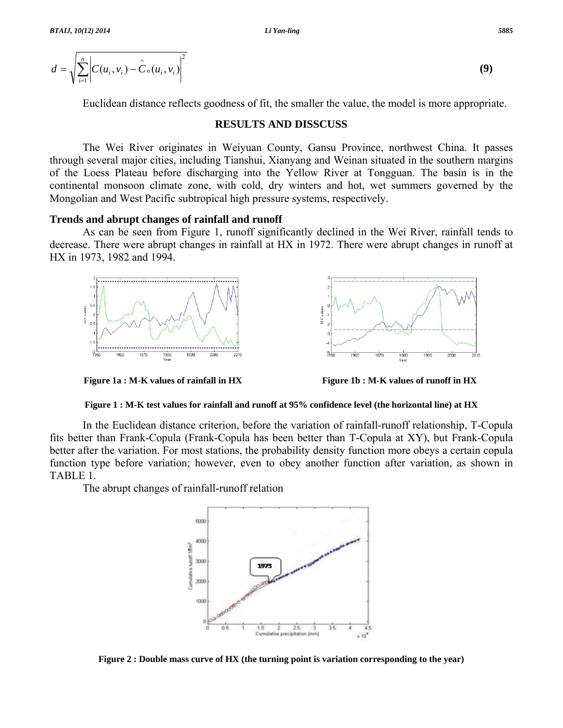$$d = \sqrt{\sum_{i=1}^{n} \left| C(u_i, v_i) - \hat{C}_n(u_i, v_i) \right|^2} \tag{9}$$

Euclidean distance reflects goodness of fit, the smaller the value, the model is more appropriate.

## RESULTS AND DISSCUSS

The Wei River originates in Weiyuan County, Gansu Province, northwest China. It passes through several major cities, including Tianshui, Xianyang and Weinan situated in the southern margins of the Loess Plateau before discharging into the Yellow River at Tongguan. The basin is in the continental monsoon climate zone, with cold, dry winters and hot, wet summers governed by the Mongolian and West Pacific subtropical high pressure systems, respectively.

### Trends and abrupt changes of rainfall and runoff

As can be seen from Figure 1, runoff significantly declined in the Wei River, rainfall tends to decrease. There were abrupt changes in rainfall at HX in 1972. There were abrupt changes in runoff at HX in 1973, 1982 and 1994.

**Figure 1a : M-K values of rainfall in HX**

**Figure 1b : M-K values of runoff in HX**

**Figure 1 : M-K test values for rainfall and runoff at 95% confidence level (the horizontal line) at HX**

In the Euclidean distance criterion, before the variation of rainfall-runoff relationship, T-Copula fits better than Frank-Copula (Frank-Copula has been better than T-Copula at XY), but Frank-Copula better after the variation. For most stations, the probability density function more obeys a certain copula function type before variation; however, even to obey another function after variation, as shown in TABLE 1.

The abrupt changes of rainfall-runoff relation

**Figure 2 : Double mass curve of HX (the turning point is variation corresponding to the year)**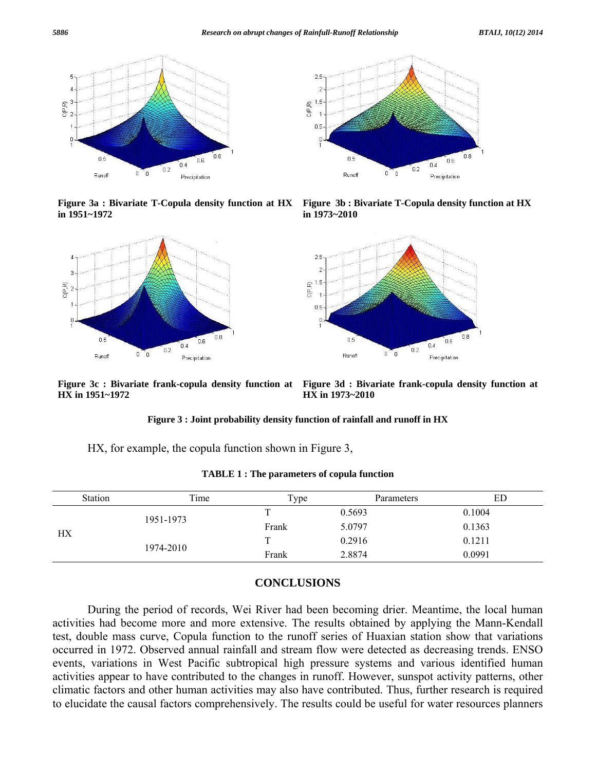Figure 3a : Bivariate T-Copula density function at HX in 1951~1972

Figure 3b : Bivariate T-Copula density function at HX in 1973~2010

Figure 3c : Bivariate frank-copula density function at HX in 1951~1972

Figure 3d : Bivariate frank-copula density function at HX in 1973~2010

**Figure 3 : Joint probability density function of rainfall and runoff in HX**

HX, for example, the copula function shown in Figure 3,

**TABLE 1 : The parameters of copula function**

| Station | Time | Type | Parameters | ED |
|---|---|---|---|---|
| HX | 1951-1973 | T | 0.5693 | 0.1004 |
| | | Frank | 5.0797 | 0.1363 |
| | 1974-2010 | T | 0.2916 | 0.1211 |
| | | Frank | 2.8874 | 0.0991 |

## CONCLUSIONS

During the period of records, Wei River had been becoming drier. Meantime, the local human activities had become more and more extensive. The results obtained by applying the Mann-Kendall test, double mass curve, Copula function to the runoff series of Huaxian station show that variations occurred in 1972. Observed annual rainfall and stream flow were detected as decreasing trends. ENSO events, variations in West Pacific subtropical high pressure systems and various identified human activities appear to have contributed to the changes in runoff. However, sunspot activity patterns, other climatic factors and other human activities may also have contributed. Thus, further research is required to elucidate the causal factors comprehensively. The results could be useful for water resources planners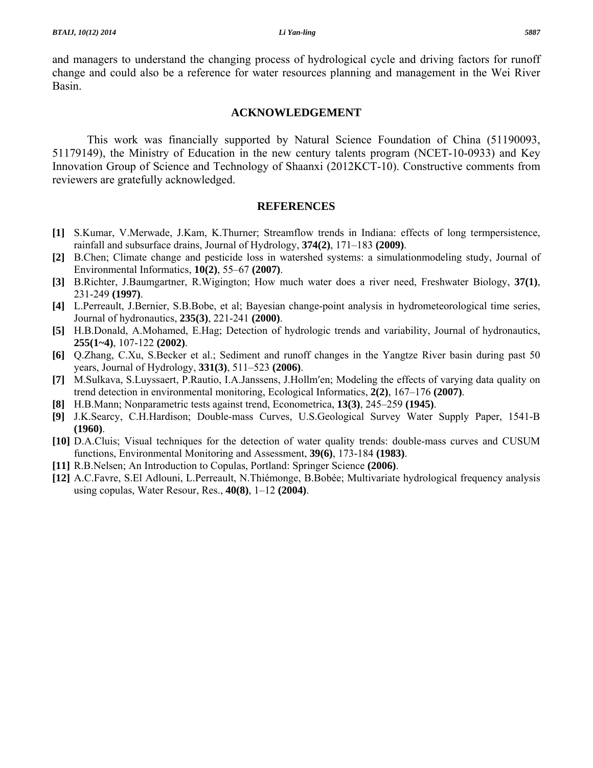and managers to understand the changing process of hydrological cycle and driving factors for runoff change and could also be a reference for water resources planning and management in the Wei River Basin.

## ACKNOWLEDGEMENT

This work was financially supported by Natural Science Foundation of China (51190093, 51179149), the Ministry of Education in the new century talents program (NCET-10-0933) and Key Innovation Group of Science and Technology of Shaanxi (2012KCT-10). Constructive comments from reviewers are gratefully acknowledged.

## REFERENCES

**[1]** S.Kumar, V.Merwade, J.Kam, K.Thurner; Streamflow trends in Indiana: effects of long termpersistence, rainfall and subsurface drains, Journal of Hydrology, **374(2)**, 171–183 **(2009)**.

**[2]** B.Chen; Climate change and pesticide loss in watershed systems: a simulationmodeling study, Journal of Environmental Informatics, **10(2)**, 55–67 **(2007)**.

**[3]** B.Richter, J.Baumgartner, R.Wigington; How much water does a river need, Freshwater Biology, **37(1)**, 231-249 **(1997)**.

**[4]** L.Perreault, J.Bernier, S.B.Bobe, et al; Bayesian change-point analysis in hydrometeorological time series, Journal of hydronautics, **235(3)**, 221-241 **(2000)**.

**[5]** H.B.Donald, A.Mohamed, E.Hag; Detection of hydrologic trends and variability, Journal of hydronautics, **255(1~4)**, 107-122 **(2002)**.

**[6]** Q.Zhang, C.Xu, S.Becker et al.; Sediment and runoff changes in the Yangtze River basin during past 50 years, Journal of Hydrology, **331(3)**, 511–523 **(2006)**.

**[7]** M.Sulkava, S.Luyssaert, P.Rautio, I.A.Janssens, J.Hollm′en; Modeling the effects of varying data quality on trend detection in environmental monitoring, Ecological Informatics, **2(2)**, 167–176 **(2007)**.

**[8]** H.B.Mann; Nonparametric tests against trend, Econometrica, **13(3)**, 245–259 **(1945)**.

**[9]** J.K.Searcy, C.H.Hardison; Double-mass Curves, U.S.Geological Survey Water Supply Paper, 1541-B **(1960)**.

**[10]** D.A.Cluis; Visual techniques for the detection of water quality trends: double-mass curves and CUSUM functions, Environmental Monitoring and Assessment, **39(6)**, 173-184 **(1983)**.

**[11]** R.B.Nelsen; An Introduction to Copulas, Portland: Springer Science **(2006)**.

**[12]** A.C.Favre, S.El Adlouni, L.Perreault, N.Thiémonge, B.Bobée; Multivariate hydrological frequency analysis using copulas, Water Resour, Res., **40(8)**, 1–12 **(2004)**.